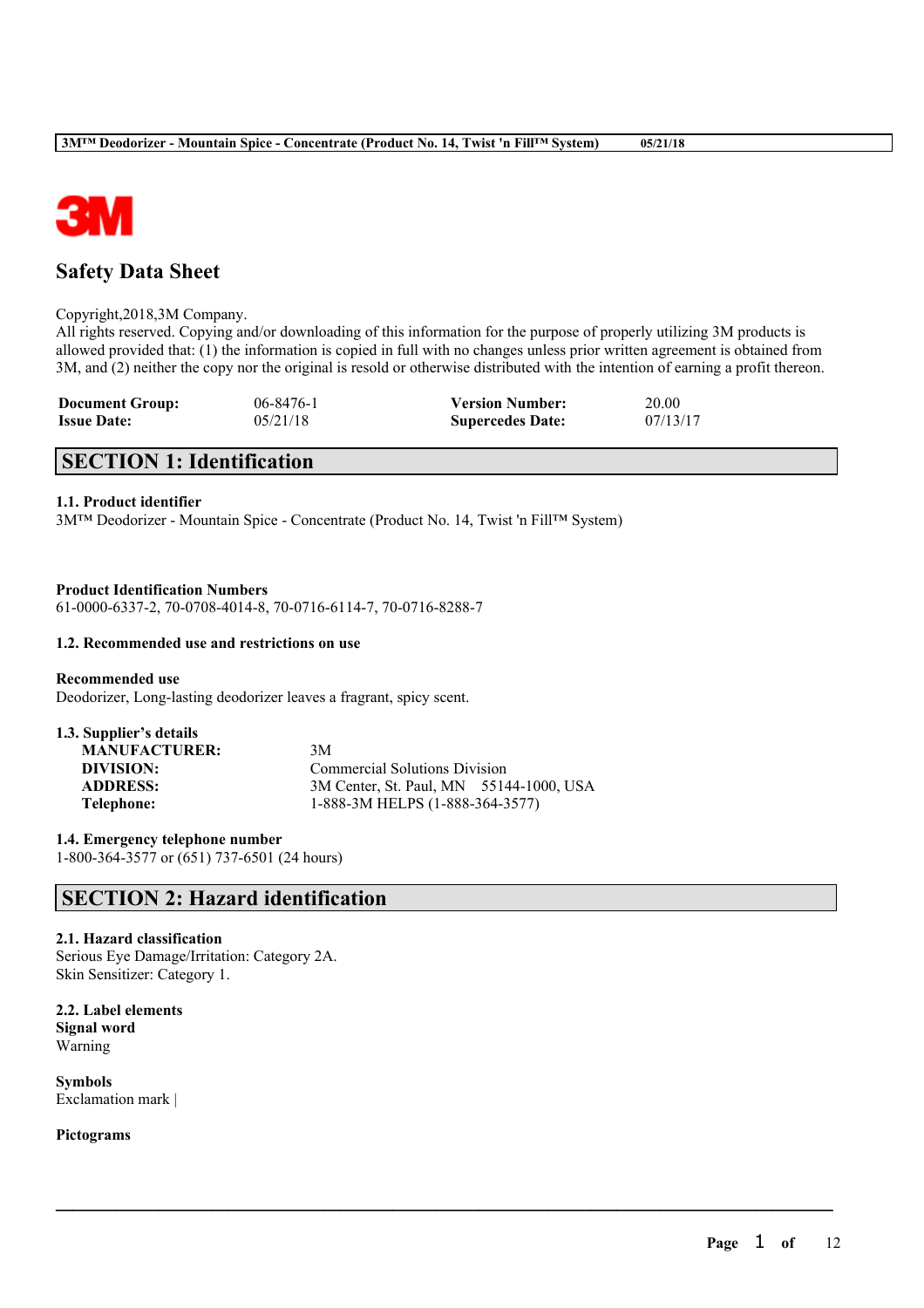# Safety Data Sheet

Copyright,2018,3M Company.
All rights reserved. Copying and/or downloading of this information for the purpose of properly utilizing 3M products is allowed provided that: (1) the information is copied in full with no changes unless prior written agreement is obtained from 3M, and (2) neither the copy nor the original is resold or otherwise distributed with the intention of earning a profit thereon.

| | | | |
|---|---|---|---|
| **Document Group:** | 06-8476-1 | **Version Number:** | 20.00 |
| **Issue Date:** | 05/21/18 | **Supercedes Date:** | 07/13/17 |

## SECTION 1: Identification

### 1.1. Product identifier

3M™ Deodorizer - Mountain Spice - Concentrate (Product No. 14, Twist 'n Fill™ System)

**Product Identification Numbers**
61-0000-6337-2, 70-0708-4014-8, 70-0716-6114-7, 70-0716-8288-7

### 1.2. Recommended use and restrictions on use

**Recommended use**
Deodorizer, Long-lasting deodorizer leaves a fragrant, spicy scent.

### 1.3. Supplier's details

| | |
|---|---|
| **MANUFACTURER:** | 3M |
| **DIVISION:** | Commercial Solutions Division |
| **ADDRESS:** | 3M Center, St. Paul, MN 55144-1000, USA |
| **Telephone:** | 1-888-3M HELPS (1-888-364-3577) |

### 1.4. Emergency telephone number

1-800-364-3577 or (651) 737-6501 (24 hours)

## SECTION 2: Hazard identification

### 2.1. Hazard classification

Serious Eye Damage/Irritation: Category 2A.
Skin Sensitizer: Category 1.

### 2.2. Label elements

**Signal word**
Warning

**Symbols**
Exclamation mark |

**Pictograms**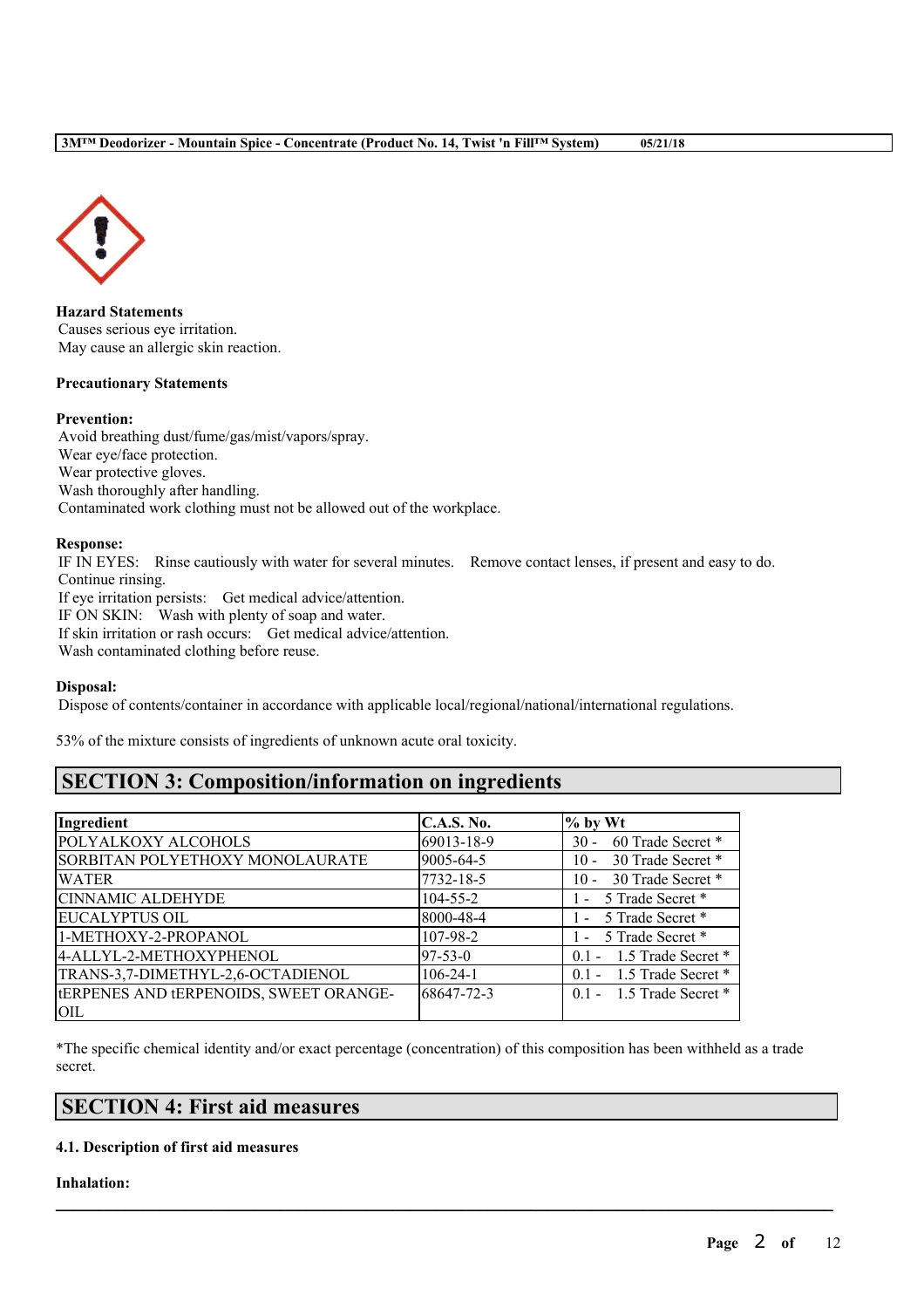**Hazard Statements**
Causes serious eye irritation.
May cause an allergic skin reaction.

**Precautionary Statements**

**Prevention:**
Avoid breathing dust/fume/gas/mist/vapors/spray.
Wear eye/face protection.
Wear protective gloves.
Wash thoroughly after handling.
Contaminated work clothing must not be allowed out of the workplace.

**Response:**
IF IN EYES: Rinse cautiously with water for several minutes. Remove contact lenses, if present and easy to do. Continue rinsing.
If eye irritation persists: Get medical advice/attention.
IF ON SKIN: Wash with plenty of soap and water.
If skin irritation or rash occurs: Get medical advice/attention.
Wash contaminated clothing before reuse.

**Disposal:**
Dispose of contents/container in accordance with applicable local/regional/national/international regulations.

53% of the mixture consists of ingredients of unknown acute oral toxicity.

## SECTION 3: Composition/information on ingredients

| Ingredient | C.A.S. No. | % by Wt |
|---|---|---|
| POLYALKOXY ALCOHOLS | 69013-18-9 | 30 - 60 Trade Secret * |
| SORBITAN POLYETHOXY MONOLAURATE | 9005-64-5 | 10 - 30 Trade Secret * |
| WATER | 7732-18-5 | 10 - 30 Trade Secret * |
| CINNAMIC ALDEHYDE | 104-55-2 | 1 - 5 Trade Secret * |
| EUCALYPTUS OIL | 8000-48-4 | 1 - 5 Trade Secret * |
| 1-METHOXY-2-PROPANOL | 107-98-2 | 1 - 5 Trade Secret * |
| 4-ALLYL-2-METHOXYPHENOL | 97-53-0 | 0.1 - 1.5 Trade Secret * |
| TRANS-3,7-DIMETHYL-2,6-OCTADIENOL | 106-24-1 | 0.1 - 1.5 Trade Secret * |
| tERPENES AND tERPENOIDS, SWEET ORANGE-OIL | 68647-72-3 | 0.1 - 1.5 Trade Secret * |

*The specific chemical identity and/or exact percentage (concentration) of this composition has been withheld as a trade secret.

## SECTION 4: First aid measures

**4.1. Description of first aid measures**

**Inhalation:**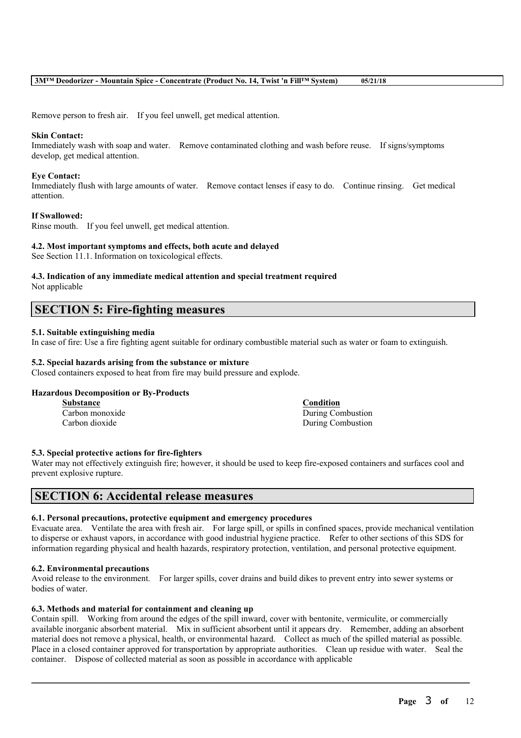Remove person to fresh air. If you feel unwell, get medical attention.

**Skin Contact:**
Immediately wash with soap and water. Remove contaminated clothing and wash before reuse. If signs/symptoms develop, get medical attention.

**Eye Contact:**
Immediately flush with large amounts of water. Remove contact lenses if easy to do. Continue rinsing. Get medical attention.

**If Swallowed:**
Rinse mouth. If you feel unwell, get medical attention.

**4.2. Most important symptoms and effects, both acute and delayed**
See Section 11.1. Information on toxicological effects.

**4.3. Indication of any immediate medical attention and special treatment required**
Not applicable

## SECTION 5: Fire-fighting measures

**5.1. Suitable extinguishing media**
In case of fire: Use a fire fighting agent suitable for ordinary combustible material such as water or foam to extinguish.

**5.2. Special hazards arising from the substance or mixture**
Closed containers exposed to heat from fire may build pressure and explode.

**Hazardous Decomposition or By-Products**

| Substance | Condition |
|---|---|
| Carbon monoxide | During Combustion |
| Carbon dioxide | During Combustion |

**5.3. Special protective actions for fire-fighters**
Water may not effectively extinguish fire; however, it should be used to keep fire-exposed containers and surfaces cool and prevent explosive rupture.

## SECTION 6: Accidental release measures

**6.1. Personal precautions, protective equipment and emergency procedures**
Evacuate area. Ventilate the area with fresh air. For large spill, or spills in confined spaces, provide mechanical ventilation to disperse or exhaust vapors, in accordance with good industrial hygiene practice. Refer to other sections of this SDS for information regarding physical and health hazards, respiratory protection, ventilation, and personal protective equipment.

**6.2. Environmental precautions**
Avoid release to the environment. For larger spills, cover drains and build dikes to prevent entry into sewer systems or bodies of water.

**6.3. Methods and material for containment and cleaning up**
Contain spill. Working from around the edges of the spill inward, cover with bentonite, vermiculite, or commercially available inorganic absorbent material. Mix in sufficient absorbent until it appears dry. Remember, adding an absorbent material does not remove a physical, health, or environmental hazard. Collect as much of the spilled material as possible. Place in a closed container approved for transportation by appropriate authorities. Clean up residue with water. Seal the container. Dispose of collected material as soon as possible in accordance with applicable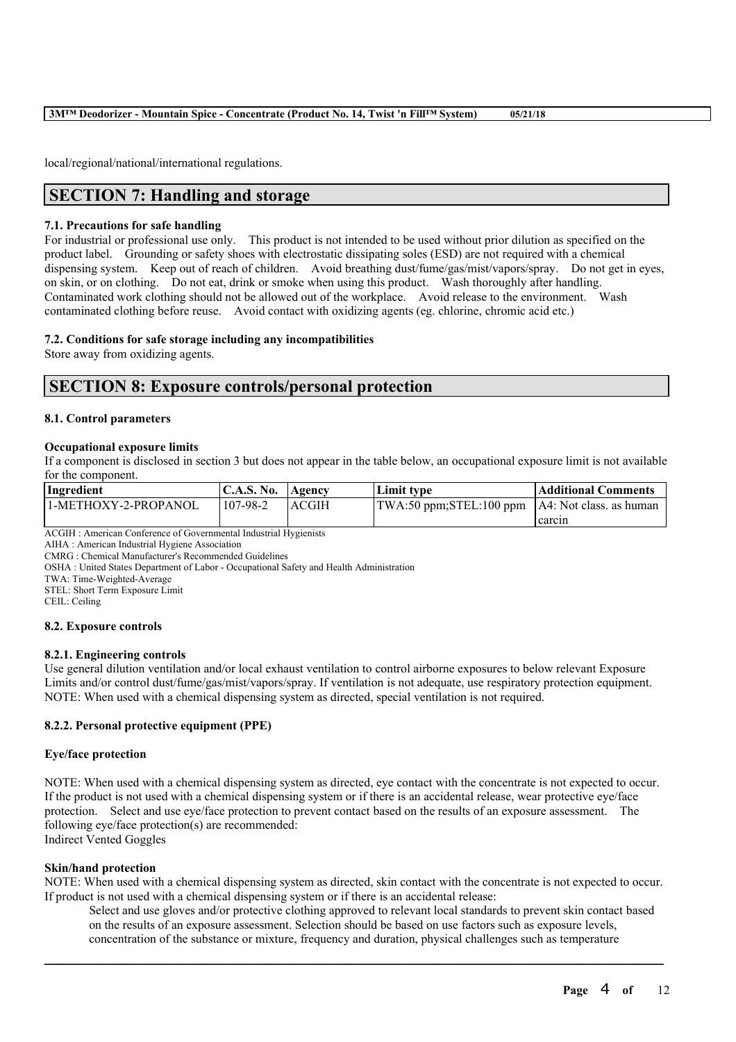local/regional/national/international regulations.

## SECTION 7: Handling and storage

### 7.1. Precautions for safe handling

For industrial or professional use only. This product is not intended to be used without prior dilution as specified on the product label. Grounding or safety shoes with electrostatic dissipating soles (ESD) are not required with a chemical dispensing system. Keep out of reach of children. Avoid breathing dust/fume/gas/mist/vapors/spray. Do not get in eyes, on skin, or on clothing. Do not eat, drink or smoke when using this product. Wash thoroughly after handling. Contaminated work clothing should not be allowed out of the workplace. Avoid release to the environment. Wash contaminated clothing before reuse. Avoid contact with oxidizing agents (eg. chlorine, chromic acid etc.)

### 7.2. Conditions for safe storage including any incompatibilities

Store away from oxidizing agents.

## SECTION 8: Exposure controls/personal protection

### 8.1. Control parameters

**Occupational exposure limits**

If a component is disclosed in section 3 but does not appear in the table below, an occupational exposure limit is not available for the component.

| Ingredient | C.A.S. No. | Agency | Limit type | Additional Comments |
|---|---|---|---|---|
| 1-METHOXY-2-PROPANOL | 107-98-2 | ACGIH | TWA:50 ppm;STEL:100 ppm | A4: Not class. as human carcin |

ACGIH : American Conference of Governmental Industrial Hygienists
AIHA : American Industrial Hygiene Association
CMRG : Chemical Manufacturer's Recommended Guidelines
OSHA : United States Department of Labor - Occupational Safety and Health Administration
TWA: Time-Weighted-Average
STEL: Short Term Exposure Limit
CEIL: Ceiling

### 8.2. Exposure controls

#### 8.2.1. Engineering controls

Use general dilution ventilation and/or local exhaust ventilation to control airborne exposures to below relevant Exposure Limits and/or control dust/fume/gas/mist/vapors/spray. If ventilation is not adequate, use respiratory protection equipment. NOTE: When used with a chemical dispensing system as directed, special ventilation is not required.

#### 8.2.2. Personal protective equipment (PPE)

**Eye/face protection**

NOTE: When used with a chemical dispensing system as directed, eye contact with the concentrate is not expected to occur. If the product is not used with a chemical dispensing system or if there is an accidental release, wear protective eye/face protection. Select and use eye/face protection to prevent contact based on the results of an exposure assessment. The following eye/face protection(s) are recommended:
Indirect Vented Goggles

**Skin/hand protection**

NOTE: When used with a chemical dispensing system as directed, skin contact with the concentrate is not expected to occur. If product is not used with a chemical dispensing system or if there is an accidental release:

Select and use gloves and/or protective clothing approved to relevant local standards to prevent skin contact based on the results of an exposure assessment. Selection should be based on use factors such as exposure levels, concentration of the substance or mixture, frequency and duration, physical challenges such as temperature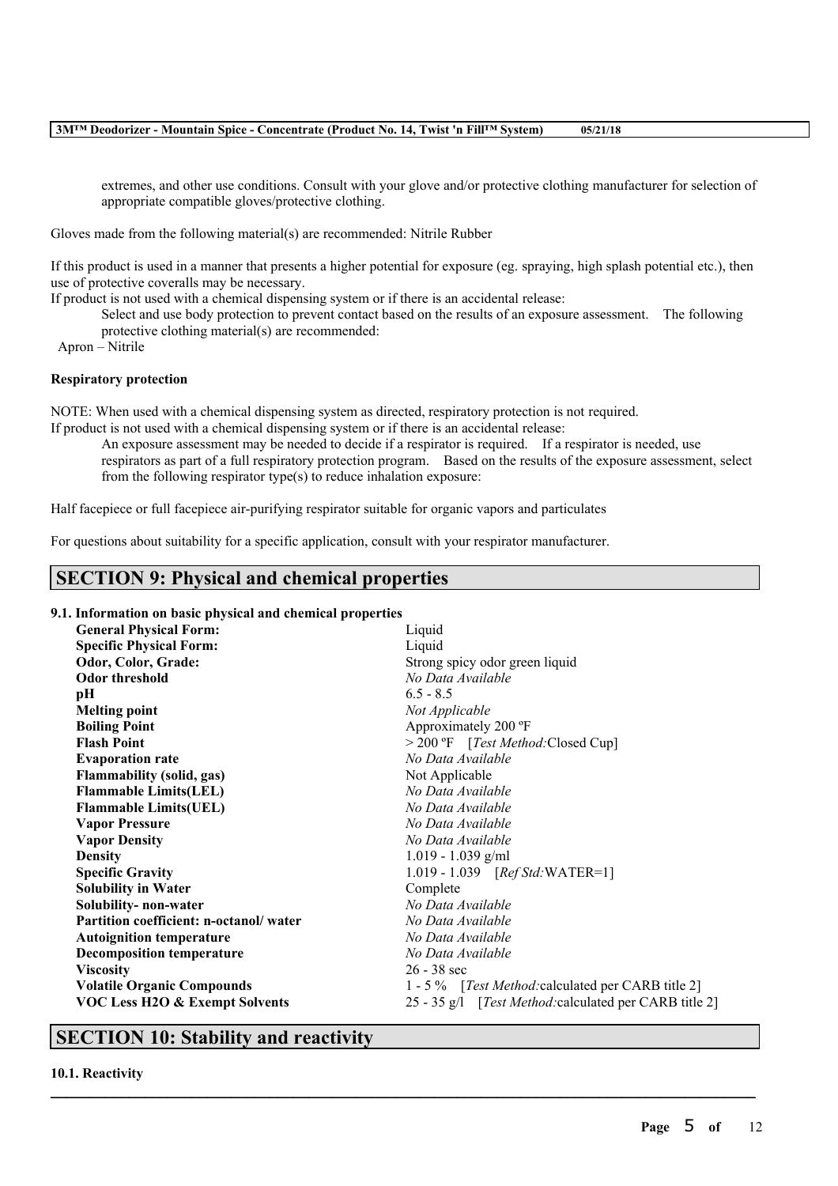extremes, and other use conditions. Consult with your glove and/or protective clothing manufacturer for selection of appropriate compatible gloves/protective clothing.

Gloves made from the following material(s) are recommended: Nitrile Rubber

If this product is used in a manner that presents a higher potential for exposure (eg. spraying, high splash potential etc.), then use of protective coveralls may be necessary.

If product is not used with a chemical dispensing system or if there is an accidental release:

Select and use body protection to prevent contact based on the results of an exposure assessment. The following protective clothing material(s) are recommended:

Apron – Nitrile

**Respiratory protection**

NOTE: When used with a chemical dispensing system as directed, respiratory protection is not required.

If product is not used with a chemical dispensing system or if there is an accidental release:

An exposure assessment may be needed to decide if a respirator is required. If a respirator is needed, use respirators as part of a full respiratory protection program. Based on the results of the exposure assessment, select from the following respirator type(s) to reduce inhalation exposure:

Half facepiece or full facepiece air-purifying respirator suitable for organic vapors and particulates

For questions about suitability for a specific application, consult with your respirator manufacturer.

## SECTION 9: Physical and chemical properties

**9.1. Information on basic physical and chemical properties**

| Property | Value |
|---|---|
| **General Physical Form:** | Liquid |
| **Specific Physical Form:** | Liquid |
| **Odor, Color, Grade:** | Strong spicy odor green liquid |
| **Odor threshold** | *No Data Available* |
| **pH** | 6.5 - 8.5 |
| **Melting point** | *Not Applicable* |
| **Boiling Point** | Approximately 200 ºF |
| **Flash Point** | > 200 ºF [*Test Method:*Closed Cup] |
| **Evaporation rate** | *No Data Available* |
| **Flammability (solid, gas)** | Not Applicable |
| **Flammable Limits(LEL)** | *No Data Available* |
| **Flammable Limits(UEL)** | *No Data Available* |
| **Vapor Pressure** | *No Data Available* |
| **Vapor Density** | *No Data Available* |
| **Density** | 1.019 - 1.039 g/ml |
| **Specific Gravity** | 1.019 - 1.039 [*Ref Std:*WATER=1] |
| **Solubility in Water** | Complete |
| **Solubility- non-water** | *No Data Available* |
| **Partition coefficient: n-octanol/ water** | *No Data Available* |
| **Autoignition temperature** | *No Data Available* |
| **Decomposition temperature** | *No Data Available* |
| **Viscosity** | 26 - 38 sec |
| **Volatile Organic Compounds** | 1 - 5 % [*Test Method:*calculated per CARB title 2] |
| **VOC Less H2O & Exempt Solvents** | 25 - 35 g/l [*Test Method:*calculated per CARB title 2] |

## SECTION 10: Stability and reactivity

**10.1. Reactivity**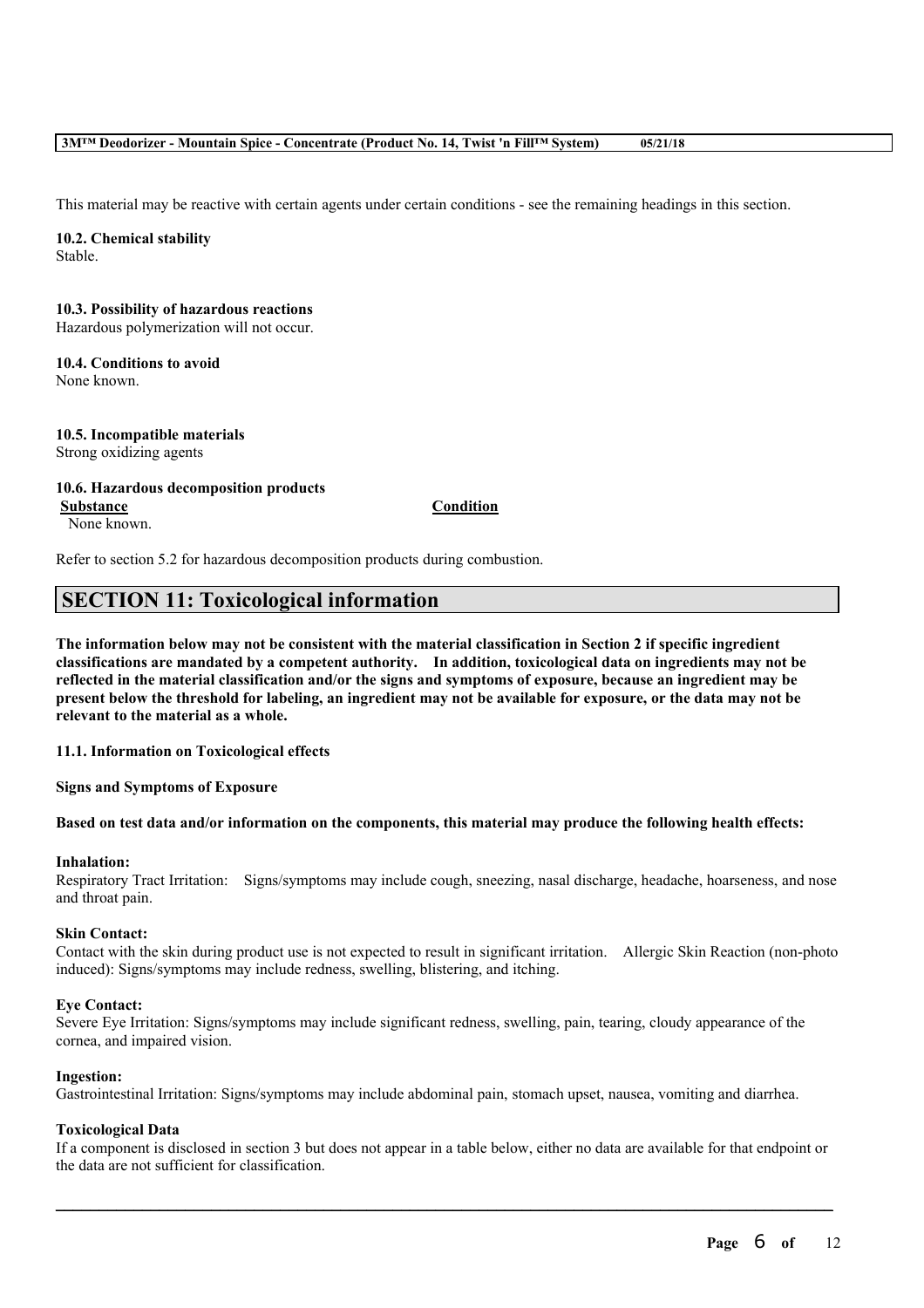This material may be reactive with certain agents under certain conditions - see the remaining headings in this section.

**10.2. Chemical stability**
Stable.

**10.3. Possibility of hazardous reactions**
Hazardous polymerization will not occur.

**10.4. Conditions to avoid**
None known.

**10.5. Incompatible materials**
Strong oxidizing agents

**10.6. Hazardous decomposition products**

| Substance | Condition |
| --- | --- |
| None known. | |

Refer to section 5.2 for hazardous decomposition products during combustion.

## SECTION 11: Toxicological information

**The information below may not be consistent with the material classification in Section 2 if specific ingredient classifications are mandated by a competent authority. In addition, toxicological data on ingredients may not be reflected in the material classification and/or the signs and symptoms of exposure, because an ingredient may be present below the threshold for labeling, an ingredient may not be available for exposure, or the data may not be relevant to the material as a whole.**

**11.1. Information on Toxicological effects**

**Signs and Symptoms of Exposure**

**Based on test data and/or information on the components, this material may produce the following health effects:**

**Inhalation:**
Respiratory Tract Irritation: Signs/symptoms may include cough, sneezing, nasal discharge, headache, hoarseness, and nose and throat pain.

**Skin Contact:**
Contact with the skin during product use is not expected to result in significant irritation. Allergic Skin Reaction (non-photo induced): Signs/symptoms may include redness, swelling, blistering, and itching.

**Eye Contact:**
Severe Eye Irritation: Signs/symptoms may include significant redness, swelling, pain, tearing, cloudy appearance of the cornea, and impaired vision.

**Ingestion:**
Gastrointestinal Irritation: Signs/symptoms may include abdominal pain, stomach upset, nausea, vomiting and diarrhea.

**Toxicological Data**
If a component is disclosed in section 3 but does not appear in a table below, either no data are available for that endpoint or the data are not sufficient for classification.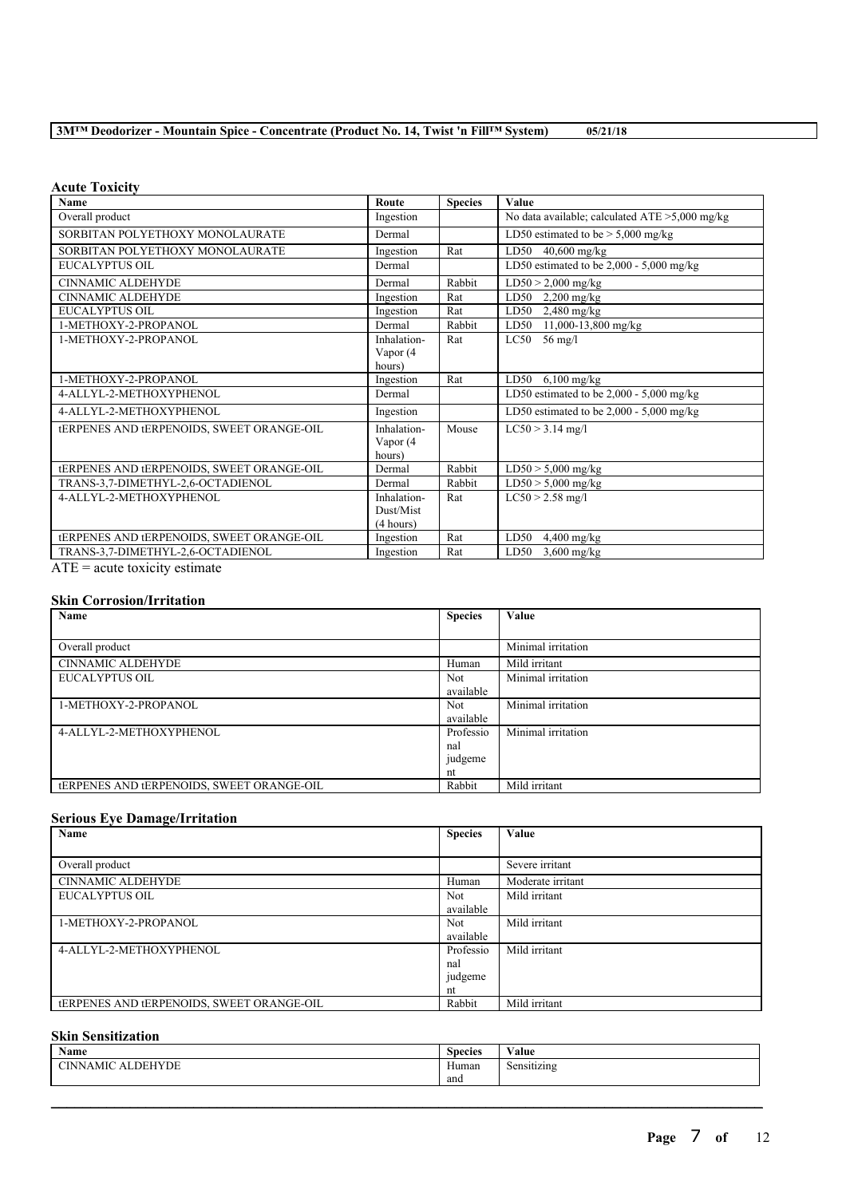### Acute Toxicity

| Name | Route | Species | Value |
|---|---|---|---|
| Overall product | Ingestion | | No data available; calculated ATE >5,000 mg/kg |
| SORBITAN POLYETHOXY MONOLAURATE | Dermal | | LD50 estimated to be > 5,000 mg/kg |
| SORBITAN POLYETHOXY MONOLAURATE | Ingestion | Rat | LD50 40,600 mg/kg |
| EUCALYPTUS OIL | Dermal | | LD50 estimated to be 2,000 - 5,000 mg/kg |
| CINNAMIC ALDEHYDE | Dermal | Rabbit | LD50 > 2,000 mg/kg |
| CINNAMIC ALDEHYDE | Ingestion | Rat | LD50 2,200 mg/kg |
| EUCALYPTUS OIL | Ingestion | Rat | LD50 2,480 mg/kg |
| 1-METHOXY-2-PROPANOL | Dermal | Rabbit | LD50 11,000-13,800 mg/kg |
| 1-METHOXY-2-PROPANOL | Inhalation-Vapor (4 hours) | Rat | LC50 56 mg/l |
| 1-METHOXY-2-PROPANOL | Ingestion | Rat | LD50 6,100 mg/kg |
| 4-ALLYL-2-METHOXYPHENOL | Dermal | | LD50 estimated to be 2,000 - 5,000 mg/kg |
| 4-ALLYL-2-METHOXYPHENOL | Ingestion | | LD50 estimated to be 2,000 - 5,000 mg/kg |
| tERPENES AND tERPENOIDS, SWEET ORANGE-OIL | Inhalation-Vapor (4 hours) | Mouse | LC50 > 3.14 mg/l |
| tERPENES AND tERPENOIDS, SWEET ORANGE-OIL | Dermal | Rabbit | LD50 > 5,000 mg/kg |
| TRANS-3,7-DIMETHYL-2,6-OCTADIENOL | Dermal | Rabbit | LD50 > 5,000 mg/kg |
| 4-ALLYL-2-METHOXYPHENOL | Inhalation-Dust/Mist (4 hours) | Rat | LC50 > 2.58 mg/l |
| tERPENES AND tERPENOIDS, SWEET ORANGE-OIL | Ingestion | Rat | LD50 4,400 mg/kg |
| TRANS-3,7-DIMETHYL-2,6-OCTADIENOL | Ingestion | Rat | LD50 3,600 mg/kg |

ATE = acute toxicity estimate

### Skin Corrosion/Irritation

| Name | Species | Value |
|---|---|---|
| Overall product | | Minimal irritation |
| CINNAMIC ALDEHYDE | Human | Mild irritant |
| EUCALYPTUS OIL | Not available | Minimal irritation |
| 1-METHOXY-2-PROPANOL | Not available | Minimal irritation |
| 4-ALLYL-2-METHOXYPHENOL | Professional judgement | Minimal irritation |
| tERPENES AND tERPENOIDS, SWEET ORANGE-OIL | Rabbit | Mild irritant |

### Serious Eye Damage/Irritation

| Name | Species | Value |
|---|---|---|
| Overall product | | Severe irritant |
| CINNAMIC ALDEHYDE | Human | Moderate irritant |
| EUCALYPTUS OIL | Not available | Mild irritant |
| 1-METHOXY-2-PROPANOL | Not available | Mild irritant |
| 4-ALLYL-2-METHOXYPHENOL | Professional judgement | Mild irritant |
| tERPENES AND tERPENOIDS, SWEET ORANGE-OIL | Rabbit | Mild irritant |

### Skin Sensitization

| Name | Species | Value |
|---|---|---|
| CINNAMIC ALDEHYDE | Human and | Sensitizing |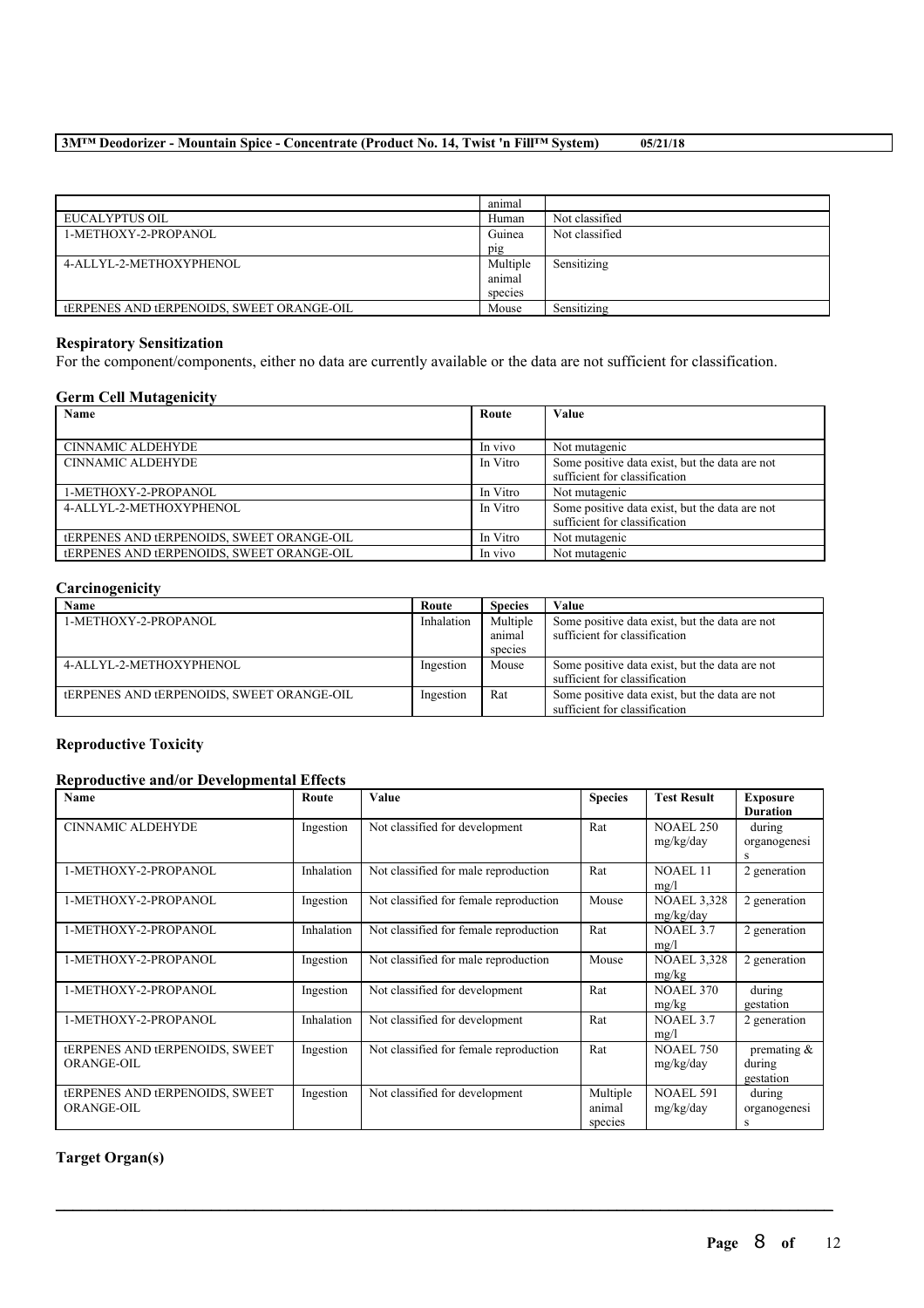|  | animal |  |
| --- | --- | --- |
| EUCALYPTUS OIL | Human | Not classified |
| 1-METHOXY-2-PROPANOL | Guinea pig | Not classified |
| 4-ALLYL-2-METHOXYPHENOL | Multiple animal species | Sensitizing |
| tERPENES AND tERPENOIDS, SWEET ORANGE-OIL | Mouse | Sensitizing |

### Respiratory Sensitization

For the component/components, either no data are currently available or the data are not sufficient for classification.

### Germ Cell Mutagenicity

| Name | Route | Value |
| --- | --- | --- |
| CINNAMIC ALDEHYDE | In vivo | Not mutagenic |
| CINNAMIC ALDEHYDE | In Vitro | Some positive data exist, but the data are not sufficient for classification |
| 1-METHOXY-2-PROPANOL | In Vitro | Not mutagenic |
| 4-ALLYL-2-METHOXYPHENOL | In Vitro | Some positive data exist, but the data are not sufficient for classification |
| tERPENES AND tERPENOIDS, SWEET ORANGE-OIL | In Vitro | Not mutagenic |
| tERPENES AND tERPENOIDS, SWEET ORANGE-OIL | In vivo | Not mutagenic |

### Carcinogenicity

| Name | Route | Species | Value |
| --- | --- | --- | --- |
| 1-METHOXY-2-PROPANOL | Inhalation | Multiple animal species | Some positive data exist, but the data are not sufficient for classification |
| 4-ALLYL-2-METHOXYPHENOL | Ingestion | Mouse | Some positive data exist, but the data are not sufficient for classification |
| tERPENES AND tERPENOIDS, SWEET ORANGE-OIL | Ingestion | Rat | Some positive data exist, but the data are not sufficient for classification |

### Reproductive Toxicity

#### Reproductive and/or Developmental Effects

| Name | Route | Value | Species | Test Result | Exposure Duration |
| --- | --- | --- | --- | --- | --- |
| CINNAMIC ALDEHYDE | Ingestion | Not classified for development | Rat | NOAEL 250 mg/kg/day | during organogenesis |
| 1-METHOXY-2-PROPANOL | Inhalation | Not classified for male reproduction | Rat | NOAEL 11 mg/l | 2 generation |
| 1-METHOXY-2-PROPANOL | Ingestion | Not classified for female reproduction | Mouse | NOAEL 3,328 mg/kg/day | 2 generation |
| 1-METHOXY-2-PROPANOL | Inhalation | Not classified for female reproduction | Rat | NOAEL 3.7 mg/l | 2 generation |
| 1-METHOXY-2-PROPANOL | Ingestion | Not classified for male reproduction | Mouse | NOAEL 3,328 mg/kg | 2 generation |
| 1-METHOXY-2-PROPANOL | Ingestion | Not classified for development | Rat | NOAEL 370 mg/kg | during gestation |
| 1-METHOXY-2-PROPANOL | Inhalation | Not classified for development | Rat | NOAEL 3.7 mg/l | 2 generation |
| tERPENES AND tERPENOIDS, SWEET ORANGE-OIL | Ingestion | Not classified for female reproduction | Rat | NOAEL 750 mg/kg/day | premating & during gestation |
| tERPENES AND tERPENOIDS, SWEET ORANGE-OIL | Ingestion | Not classified for development | Multiple animal species | NOAEL 591 mg/kg/day | during organogenesis |

### Target Organ(s)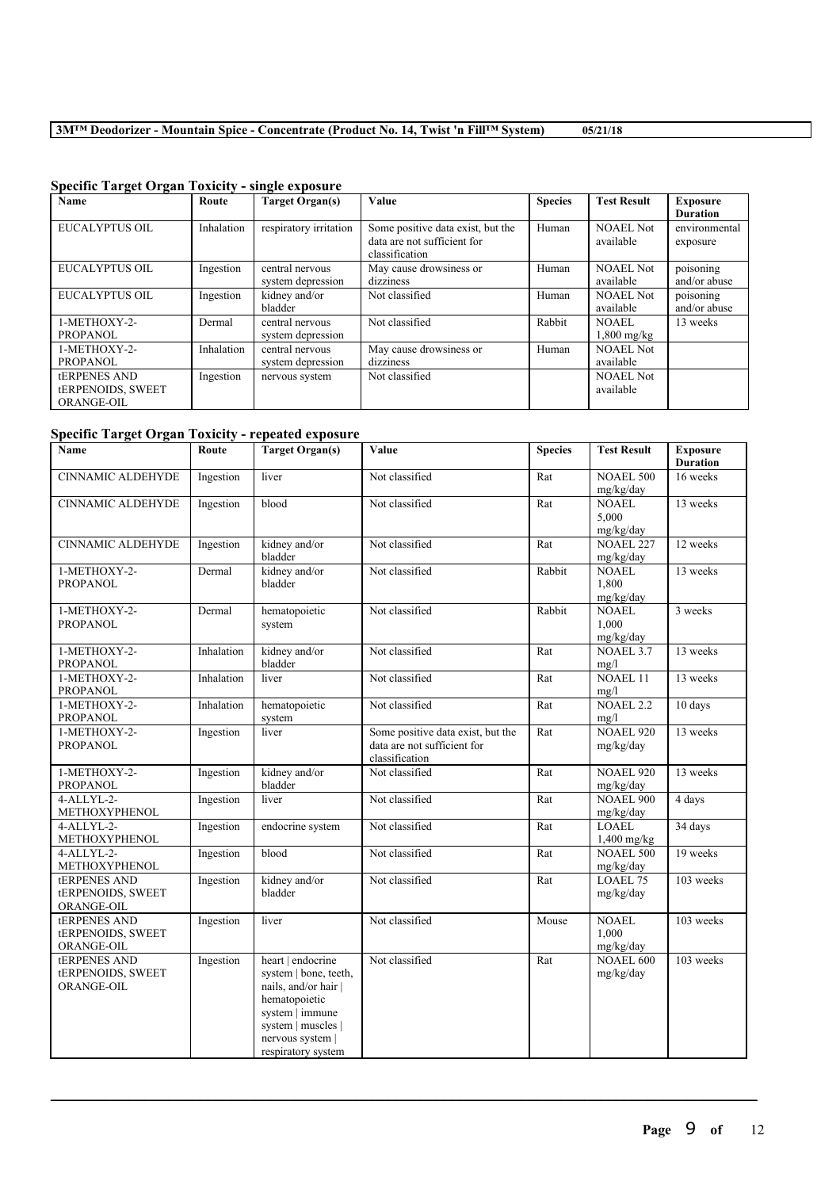## Specific Target Organ Toxicity - single exposure

| Name | Route | Target Organ(s) | Value | Species | Test Result | Exposure Duration |
|---|---|---|---|---|---|---|
| EUCALYPTUS OIL | Inhalation | respiratory irritation | Some positive data exist, but the data are not sufficient for classification | Human | NOAEL Not available | environmental exposure |
| EUCALYPTUS OIL | Ingestion | central nervous system depression | May cause drowsiness or dizziness | Human | NOAEL Not available | poisoning and/or abuse |
| EUCALYPTUS OIL | Ingestion | kidney and/or bladder | Not classified | Human | NOAEL Not available | poisoning and/or abuse |
| 1-METHOXY-2-PROPANOL | Dermal | central nervous system depression | Not classified | Rabbit | NOAEL 1,800 mg/kg | 13 weeks |
| 1-METHOXY-2-PROPANOL | Inhalation | central nervous system depression | May cause drowsiness or dizziness | Human | NOAEL Not available | |
| tERPENES AND tERPENOIDS, SWEET ORANGE-OIL | Ingestion | nervous system | Not classified | | NOAEL Not available | |

## Specific Target Organ Toxicity - repeated exposure

| Name | Route | Target Organ(s) | Value | Species | Test Result | Exposure Duration |
|---|---|---|---|---|---|---|
| CINNAMIC ALDEHYDE | Ingestion | liver | Not classified | Rat | NOAEL 500 mg/kg/day | 16 weeks |
| CINNAMIC ALDEHYDE | Ingestion | blood | Not classified | Rat | NOAEL 5,000 mg/kg/day | 13 weeks |
| CINNAMIC ALDEHYDE | Ingestion | kidney and/or bladder | Not classified | Rat | NOAEL 227 mg/kg/day | 12 weeks |
| 1-METHOXY-2-PROPANOL | Dermal | kidney and/or bladder | Not classified | Rabbit | NOAEL 1,800 mg/kg/day | 13 weeks |
| 1-METHOXY-2-PROPANOL | Dermal | hematopoietic system | Not classified | Rabbit | NOAEL 1,000 mg/kg/day | 3 weeks |
| 1-METHOXY-2-PROPANOL | Inhalation | kidney and/or bladder | Not classified | Rat | NOAEL 3.7 mg/l | 13 weeks |
| 1-METHOXY-2-PROPANOL | Inhalation | liver | Not classified | Rat | NOAEL 11 mg/l | 13 weeks |
| 1-METHOXY-2-PROPANOL | Inhalation | hematopoietic system | Not classified | Rat | NOAEL 2.2 mg/l | 10 days |
| 1-METHOXY-2-PROPANOL | Ingestion | liver | Some positive data exist, but the data are not sufficient for classification | Rat | NOAEL 920 mg/kg/day | 13 weeks |
| 1-METHOXY-2-PROPANOL | Ingestion | kidney and/or bladder | Not classified | Rat | NOAEL 920 mg/kg/day | 13 weeks |
| 4-ALLYL-2-METHOXYPHENOL | Ingestion | liver | Not classified | Rat | NOAEL 900 mg/kg/day | 4 days |
| 4-ALLYL-2-METHOXYPHENOL | Ingestion | endocrine system | Not classified | Rat | LOAEL 1,400 mg/kg | 34 days |
| 4-ALLYL-2-METHOXYPHENOL | Ingestion | blood | Not classified | Rat | NOAEL 500 mg/kg/day | 19 weeks |
| tERPENES AND tERPENOIDS, SWEET ORANGE-OIL | Ingestion | kidney and/or bladder | Not classified | Rat | LOAEL 75 mg/kg/day | 103 weeks |
| tERPENES AND tERPENOIDS, SWEET ORANGE-OIL | Ingestion | liver | Not classified | Mouse | NOAEL 1,000 mg/kg/day | 103 weeks |
| tERPENES AND tERPENOIDS, SWEET ORANGE-OIL | Ingestion | heart \| endocrine system \| bone, teeth, nails, and/or hair \| hematopoietic system \| immune system \| muscles \| nervous system \| respiratory system | Not classified | Rat | NOAEL 600 mg/kg/day | 103 weeks |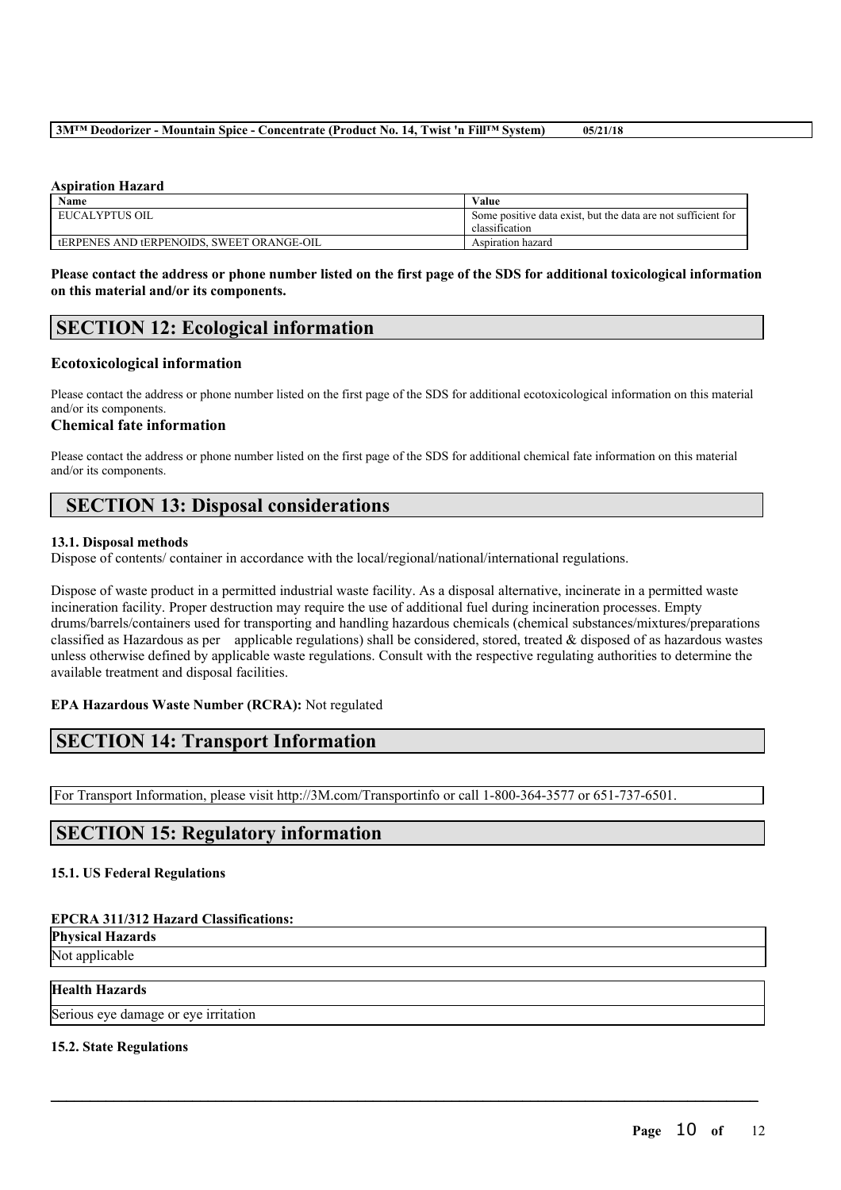**Aspiration Hazard**

| Name | Value |
|---|---|
| EUCALYPTUS OIL | Some positive data exist, but the data are not sufficient for classification |
| tERPENES AND tERPENOIDS, SWEET ORANGE-OIL | Aspiration hazard |

**Please contact the address or phone number listed on the first page of the SDS for additional toxicological information on this material and/or its components.**

## SECTION 12: Ecological information

### Ecotoxicological information

Please contact the address or phone number listed on the first page of the SDS for additional ecotoxicological information on this material and/or its components.

### Chemical fate information

Please contact the address or phone number listed on the first page of the SDS for additional chemical fate information on this material and/or its components.

## SECTION 13: Disposal considerations

**13.1. Disposal methods**

Dispose of contents/ container in accordance with the local/regional/national/international regulations.

Dispose of waste product in a permitted industrial waste facility. As a disposal alternative, incinerate in a permitted waste incineration facility. Proper destruction may require the use of additional fuel during incineration processes. Empty drums/barrels/containers used for transporting and handling hazardous chemicals (chemical substances/mixtures/preparations classified as Hazardous as per applicable regulations) shall be considered, stored, treated & disposed of as hazardous wastes unless otherwise defined by applicable waste regulations. Consult with the respective regulating authorities to determine the available treatment and disposal facilities.

**EPA Hazardous Waste Number (RCRA):** Not regulated

## SECTION 14: Transport Information

For Transport Information, please visit http://3M.com/Transportinfo or call 1-800-364-3577 or 651-737-6501.

## SECTION 15: Regulatory information

**15.1. US Federal Regulations**

**EPCRA 311/312 Hazard Classifications:**

| Physical Hazards |
|---|
| Not applicable |

| Health Hazards |
|---|
| Serious eye damage or eye irritation |

**15.2. State Regulations**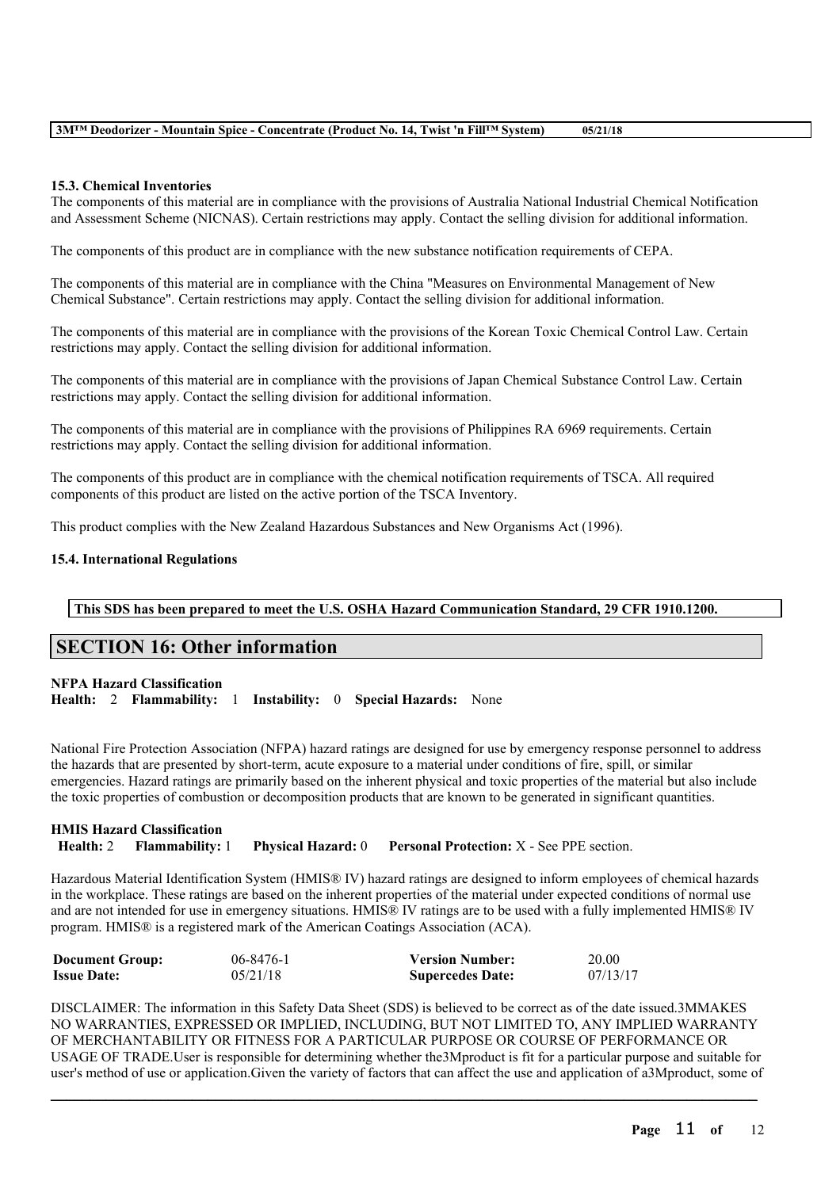### 15.3. Chemical Inventories

The components of this material are in compliance with the provisions of Australia National Industrial Chemical Notification and Assessment Scheme (NICNAS). Certain restrictions may apply. Contact the selling division for additional information.

The components of this product are in compliance with the new substance notification requirements of CEPA.

The components of this material are in compliance with the China "Measures on Environmental Management of New Chemical Substance". Certain restrictions may apply. Contact the selling division for additional information.

The components of this material are in compliance with the provisions of the Korean Toxic Chemical Control Law. Certain restrictions may apply. Contact the selling division for additional information.

The components of this material are in compliance with the provisions of Japan Chemical Substance Control Law. Certain restrictions may apply. Contact the selling division for additional information.

The components of this material are in compliance with the provisions of Philippines RA 6969 requirements. Certain restrictions may apply. Contact the selling division for additional information.

The components of this product are in compliance with the chemical notification requirements of TSCA. All required components of this product are listed on the active portion of the TSCA Inventory.

This product complies with the New Zealand Hazardous Substances and New Organisms Act (1996).

### 15.4. International Regulations

**This SDS has been prepared to meet the U.S. OSHA Hazard Communication Standard, 29 CFR 1910.1200.**

## SECTION 16: Other information

**NFPA Hazard Classification**

**Health:** 2 **Flammability:** 1 **Instability:** 0 **Special Hazards:** None

National Fire Protection Association (NFPA) hazard ratings are designed for use by emergency response personnel to address the hazards that are presented by short-term, acute exposure to a material under conditions of fire, spill, or similar emergencies. Hazard ratings are primarily based on the inherent physical and toxic properties of the material but also include the toxic properties of combustion or decomposition products that are known to be generated in significant quantities.

**HMIS Hazard Classification**

**Health:** 2 **Flammability:** 1 **Physical Hazard:** 0 **Personal Protection:** X - See PPE section.

Hazardous Material Identification System (HMIS® IV) hazard ratings are designed to inform employees of chemical hazards in the workplace. These ratings are based on the inherent properties of the material under expected conditions of normal use and are not intended for use in emergency situations. HMIS® IV ratings are to be used with a fully implemented HMIS® IV program. HMIS® is a registered mark of the American Coatings Association (ACA).

| **Document Group:** | 06-8476-1 | **Version Number:** | 20.00 |
| --- | --- | --- | --- |
| **Issue Date:** | 05/21/18 | **Supercedes Date:** | 07/13/17 |

DISCLAIMER: The information in this Safety Data Sheet (SDS) is believed to be correct as of the date issued.3MMAKES NO WARRANTIES, EXPRESSED OR IMPLIED, INCLUDING, BUT NOT LIMITED TO, ANY IMPLIED WARRANTY OF MERCHANTABILITY OR FITNESS FOR A PARTICULAR PURPOSE OR COURSE OF PERFORMANCE OR USAGE OF TRADE.User is responsible for determining whether the3Mproduct is fit for a particular purpose and suitable for user's method of use or application.Given the variety of factors that can affect the use and application of a3Mproduct, some of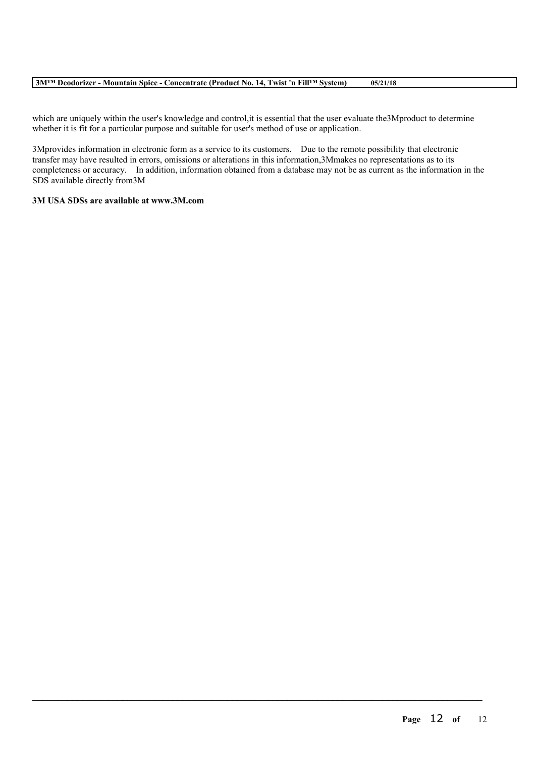which are uniquely within the user's knowledge and control,it is essential that the user evaluate the3Mproduct to determine whether it is fit for a particular purpose and suitable for user's method of use or application.

3Mprovides information in electronic form as a service to its customers. Due to the remote possibility that electronic transfer may have resulted in errors, omissions or alterations in this information,3Mmakes no representations as to its completeness or accuracy. In addition, information obtained from a database may not be as current as the information in the SDS available directly from3M

**3M USA SDSs are available at www.3M.com**